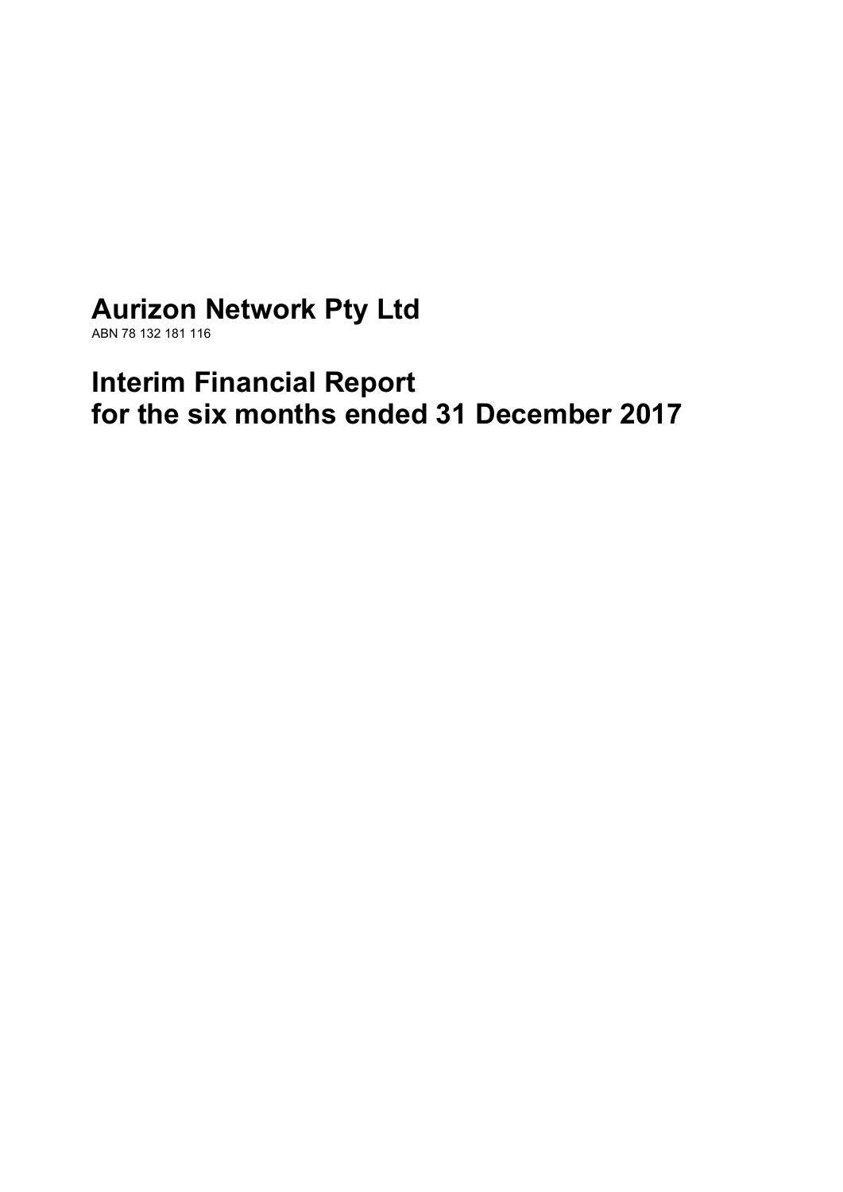# Aurizon Network Pty Ltd

ABN 78 132 181 116

# Interim Financial Report
# for the six months ended 31 December 2017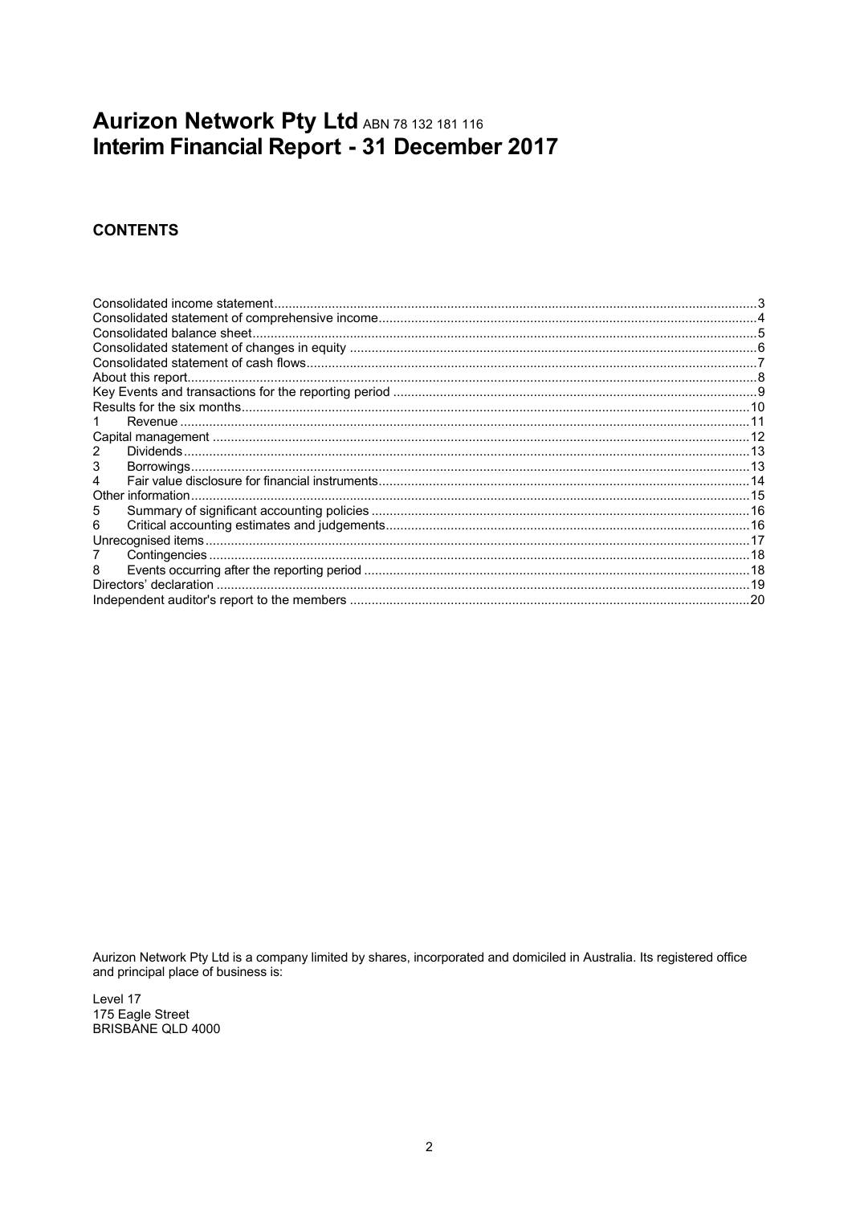# Aurizon Network Pty Ltd ABN 78 132 181 116
# Interim Financial Report - 31 December 2017

## CONTENTS

| | | |
|---|---|---|
| Consolidated income statement | | 3 |
| Consolidated statement of comprehensive income | | 4 |
| Consolidated balance sheet | | 5 |
| Consolidated statement of changes in equity | | 6 |
| Consolidated statement of cash flows | | 7 |
| About this report | | 8 |
| Key Events and transactions for the reporting period | | 9 |
| Results for the six months | | 10 |
| 1 | Revenue | 11 |
| Capital management | | 12 |
| 2 | Dividends | 13 |
| 3 | Borrowings | 13 |
| 4 | Fair value disclosure for financial instruments | 14 |
| Other information | | 15 |
| 5 | Summary of significant accounting policies | 16 |
| 6 | Critical accounting estimates and judgements | 16 |
| Unrecognised items | | 17 |
| 7 | Contingencies | 18 |
| 8 | Events occurring after the reporting period | 18 |
| Directors' declaration | | 19 |
| Independent auditor's report to the members | | 20 |

Aurizon Network Pty Ltd is a company limited by shares, incorporated and domiciled in Australia. Its registered office and principal place of business is:

Level 17
175 Eagle Street
BRISBANE QLD 4000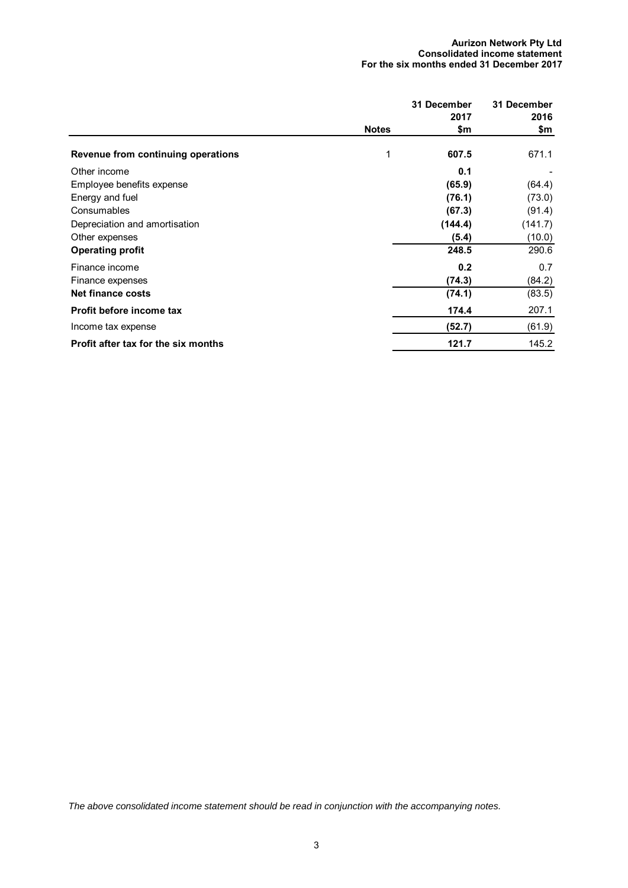**Aurizon Network Pty Ltd**
**Consolidated income statement**
**For the six months ended 31 December 2017**

| | Notes | 31 December 2017 $m | 31 December 2016 $m |
|---|---|---|---|
| **Revenue from continuing operations** | 1 | **607.5** | 671.1 |
| Other income | | **0.1** | - |
| Employee benefits expense | | **(65.9)** | (64.4) |
| Energy and fuel | | **(76.1)** | (73.0) |
| Consumables | | **(67.3)** | (91.4) |
| Depreciation and amortisation | | **(144.4)** | (141.7) |
| Other expenses | | **(5.4)** | (10.0) |
| **Operating profit** | | **248.5** | 290.6 |
| Finance income | | **0.2** | 0.7 |
| Finance expenses | | **(74.3)** | (84.2) |
| **Net finance costs** | | **(74.1)** | (83.5) |
| **Profit before income tax** | | **174.4** | 207.1 |
| Income tax expense | | **(52.7)** | (61.9) |
| **Profit after tax for the six months** | | **121.7** | 145.2 |

*The above consolidated income statement should be read in conjunction with the accompanying notes.*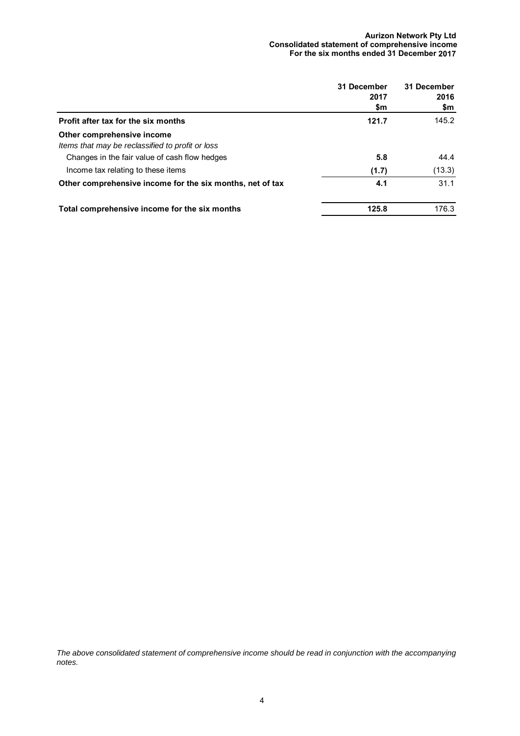**Aurizon Network Pty Ltd**
**Consolidated statement of comprehensive income**
**For the six months ended 31 December 2017**

| | 31 December 2017 $m | 31 December 2016 $m |
|---|---|---|
| **Profit after tax for the six months** | **121.7** | 145.2 |
| **Other comprehensive income** | | |
| *Items that may be reclassified to profit or loss* | | |
| Changes in the fair value of cash flow hedges | **5.8** | 44.4 |
| Income tax relating to these items | **(1.7)** | (13.3) |
| **Other comprehensive income for the six months, net of tax** | **4.1** | 31.1 |
| **Total comprehensive income for the six months** | **125.8** | 176.3 |

*The above consolidated statement of comprehensive income should be read in conjunction with the accompanying notes.*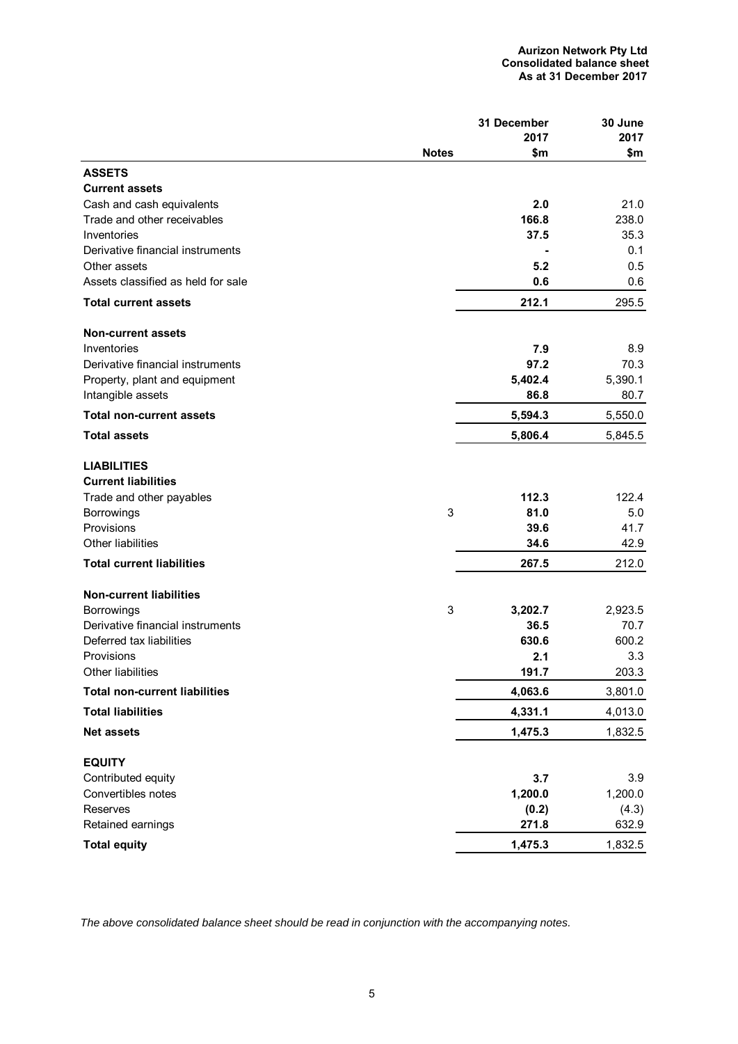**Aurizon Network Pty Ltd**
**Consolidated balance sheet**
**As at 31 December 2017**

| | Notes | 31 December 2017 $m | 30 June 2017 $m |
|---|---|---|---|
| **ASSETS** | | | |
| **Current assets** | | | |
| Cash and cash equivalents | | **2.0** | 21.0 |
| Trade and other receivables | | **166.8** | 238.0 |
| Inventories | | **37.5** | 35.3 |
| Derivative financial instruments | | **-** | 0.1 |
| Other assets | | **5.2** | 0.5 |
| Assets classified as held for sale | | **0.6** | 0.6 |
| **Total current assets** | | **212.1** | 295.5 |
| **Non-current assets** | | | |
| Inventories | | **7.9** | 8.9 |
| Derivative financial instruments | | **97.2** | 70.3 |
| Property, plant and equipment | | **5,402.4** | 5,390.1 |
| Intangible assets | | **86.8** | 80.7 |
| **Total non-current assets** | | **5,594.3** | 5,550.0 |
| **Total assets** | | **5,806.4** | 5,845.5 |
| **LIABILITIES** | | | |
| **Current liabilities** | | | |
| Trade and other payables | | **112.3** | 122.4 |
| Borrowings | 3 | **81.0** | 5.0 |
| Provisions | | **39.6** | 41.7 |
| Other liabilities | | **34.6** | 42.9 |
| **Total current liabilities** | | **267.5** | 212.0 |
| **Non-current liabilities** | | | |
| Borrowings | 3 | **3,202.7** | 2,923.5 |
| Derivative financial instruments | | **36.5** | 70.7 |
| Deferred tax liabilities | | **630.6** | 600.2 |
| Provisions | | **2.1** | 3.3 |
| Other liabilities | | **191.7** | 203.3 |
| **Total non-current liabilities** | | **4,063.6** | 3,801.0 |
| **Total liabilities** | | **4,331.1** | 4,013.0 |
| **Net assets** | | **1,475.3** | 1,832.5 |
| **EQUITY** | | | |
| Contributed equity | | **3.7** | 3.9 |
| Convertibles notes | | **1,200.0** | 1,200.0 |
| Reserves | | **(0.2)** | (4.3) |
| Retained earnings | | **271.8** | 632.9 |
| **Total equity** | | **1,475.3** | 1,832.5 |

*The above consolidated balance sheet should be read in conjunction with the accompanying notes.*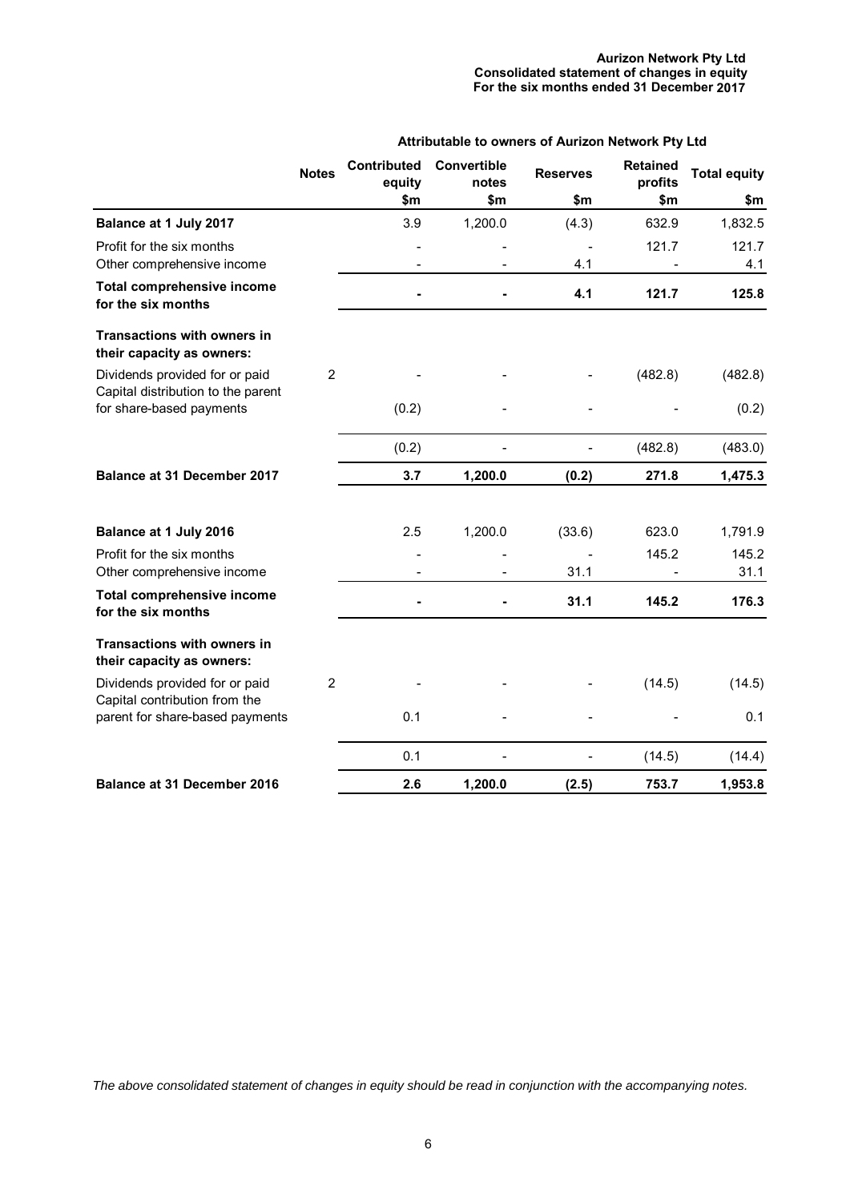**Aurizon Network Pty Ltd**
**Consolidated statement of changes in equity**
**For the six months ended 31 December 2017**

| | Notes | Attributable to owners of Aurizon Network Pty Ltd | | | | |
|---|---|---|---|---|---|---|
| | | **Contributed equity** | **Convertible notes** | **Reserves** | **Retained profits** | **Total equity** |
| | | **$m** | **$m** | **$m** | **$m** | **$m** |
| **Balance at 1 July 2017** | | 3.9 | 1,200.0 | (4.3) | 632.9 | 1,832.5 |
| Profit for the six months | | - | - | - | 121.7 | 121.7 |
| Other comprehensive income | | - | - | 4.1 | - | 4.1 |
| **Total comprehensive income for the six months** | | **-** | **-** | **4.1** | **121.7** | **125.8** |
| **Transactions with owners in their capacity as owners:** | | | | | | |
| Dividends provided for or paid | 2 | - | - | - | (482.8) | (482.8) |
| Capital distribution to the parent for share-based payments | | (0.2) | - | - | - | (0.2) |
| | | (0.2) | - | - | (482.8) | (483.0) |
| **Balance at 31 December 2017** | | **3.7** | **1,200.0** | **(0.2)** | **271.8** | **1,475.3** |
| | | | | | | |
| **Balance at 1 July 2016** | | 2.5 | 1,200.0 | (33.6) | 623.0 | 1,791.9 |
| Profit for the six months | | - | - | - | 145.2 | 145.2 |
| Other comprehensive income | | - | - | 31.1 | - | 31.1 |
| **Total comprehensive income for the six months** | | **-** | **-** | **31.1** | **145.2** | **176.3** |
| **Transactions with owners in their capacity as owners:** | | | | | | |
| Dividends provided for or paid | 2 | - | - | - | (14.5) | (14.5) |
| Capital contribution from the parent for share-based payments | | 0.1 | - | - | - | 0.1 |
| | | 0.1 | - | - | (14.5) | (14.4) |
| **Balance at 31 December 2016** | | **2.6** | **1,200.0** | **(2.5)** | **753.7** | **1,953.8** |

*The above consolidated statement of changes in equity should be read in conjunction with the accompanying notes.*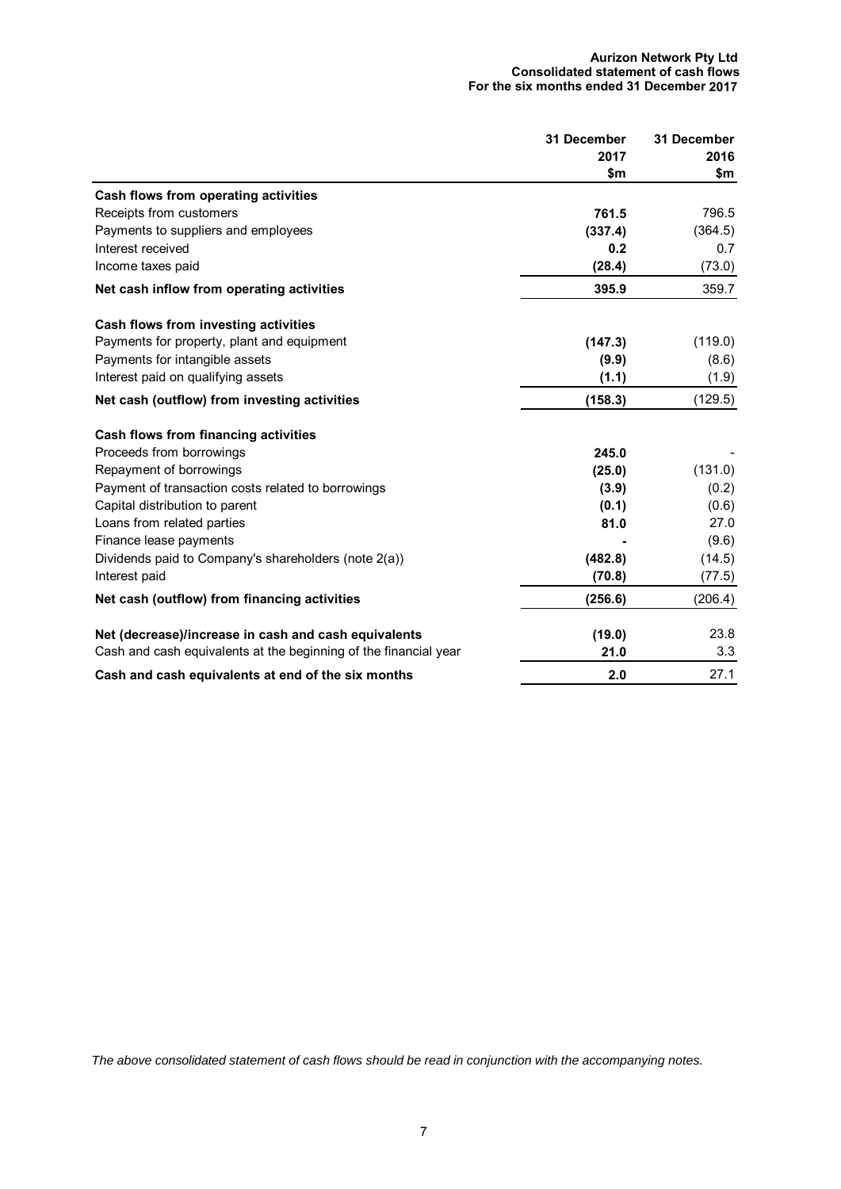**Aurizon Network Pty Ltd**
**Consolidated statement of cash flows**
**For the six months ended 31 December 2017**

| | 31 December 2017 $m | 31 December 2016 $m |
|---|---|---|
| **Cash flows from operating activities** | | |
| Receipts from customers | **761.5** | 796.5 |
| Payments to suppliers and employees | **(337.4)** | (364.5) |
| Interest received | **0.2** | 0.7 |
| Income taxes paid | **(28.4)** | (73.0) |
| **Net cash inflow from operating activities** | **395.9** | 359.7 |
| **Cash flows from investing activities** | | |
| Payments for property, plant and equipment | **(147.3)** | (119.0) |
| Payments for intangible assets | **(9.9)** | (8.6) |
| Interest paid on qualifying assets | **(1.1)** | (1.9) |
| **Net cash (outflow) from investing activities** | **(158.3)** | (129.5) |
| **Cash flows from financing activities** | | |
| Proceeds from borrowings | **245.0** | - |
| Repayment of borrowings | **(25.0)** | (131.0) |
| Payment of transaction costs related to borrowings | **(3.9)** | (0.2) |
| Capital distribution to parent | **(0.1)** | (0.6) |
| Loans from related parties | **81.0** | 27.0 |
| Finance lease payments | **-** | (9.6) |
| Dividends paid to Company's shareholders (note 2(a)) | **(482.8)** | (14.5) |
| Interest paid | **(70.8)** | (77.5) |
| **Net cash (outflow) from financing activities** | **(256.6)** | (206.4) |
| **Net (decrease)/increase in cash and cash equivalents** | **(19.0)** | 23.8 |
| Cash and cash equivalents at the beginning of the financial year | **21.0** | 3.3 |
| **Cash and cash equivalents at end of the six months** | **2.0** | 27.1 |

*The above consolidated statement of cash flows should be read in conjunction with the accompanying notes.*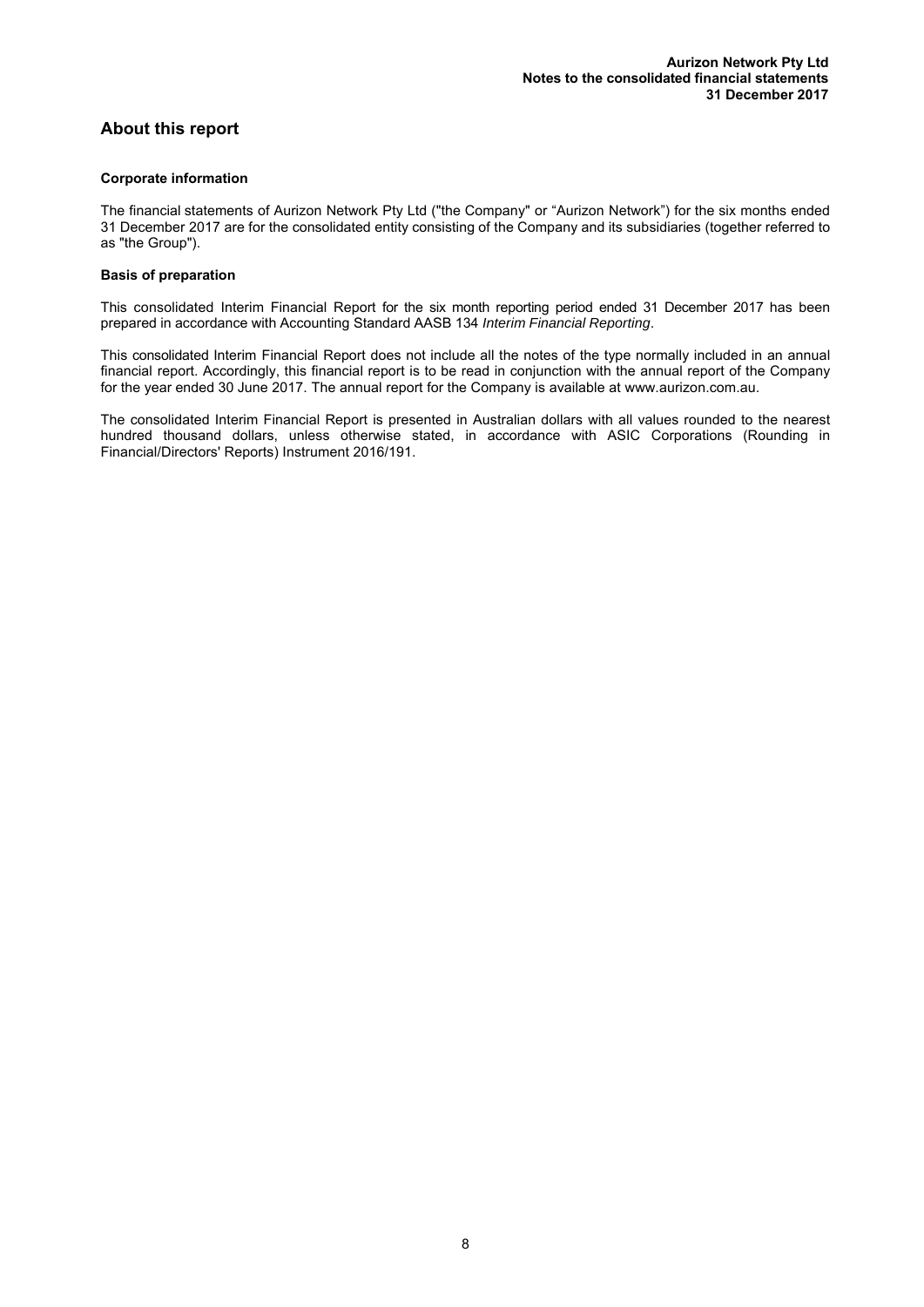## About this report

### Corporate information

The financial statements of Aurizon Network Pty Ltd ("the Company" or "Aurizon Network") for the six months ended 31 December 2017 are for the consolidated entity consisting of the Company and its subsidiaries (together referred to as "the Group").

### Basis of preparation

This consolidated Interim Financial Report for the six month reporting period ended 31 December 2017 has been prepared in accordance with Accounting Standard AASB 134 *Interim Financial Reporting*.

This consolidated Interim Financial Report does not include all the notes of the type normally included in an annual financial report. Accordingly, this financial report is to be read in conjunction with the annual report of the Company for the year ended 30 June 2017. The annual report for the Company is available at www.aurizon.com.au.

The consolidated Interim Financial Report is presented in Australian dollars with all values rounded to the nearest hundred thousand dollars, unless otherwise stated, in accordance with ASIC Corporations (Rounding in Financial/Directors' Reports) Instrument 2016/191.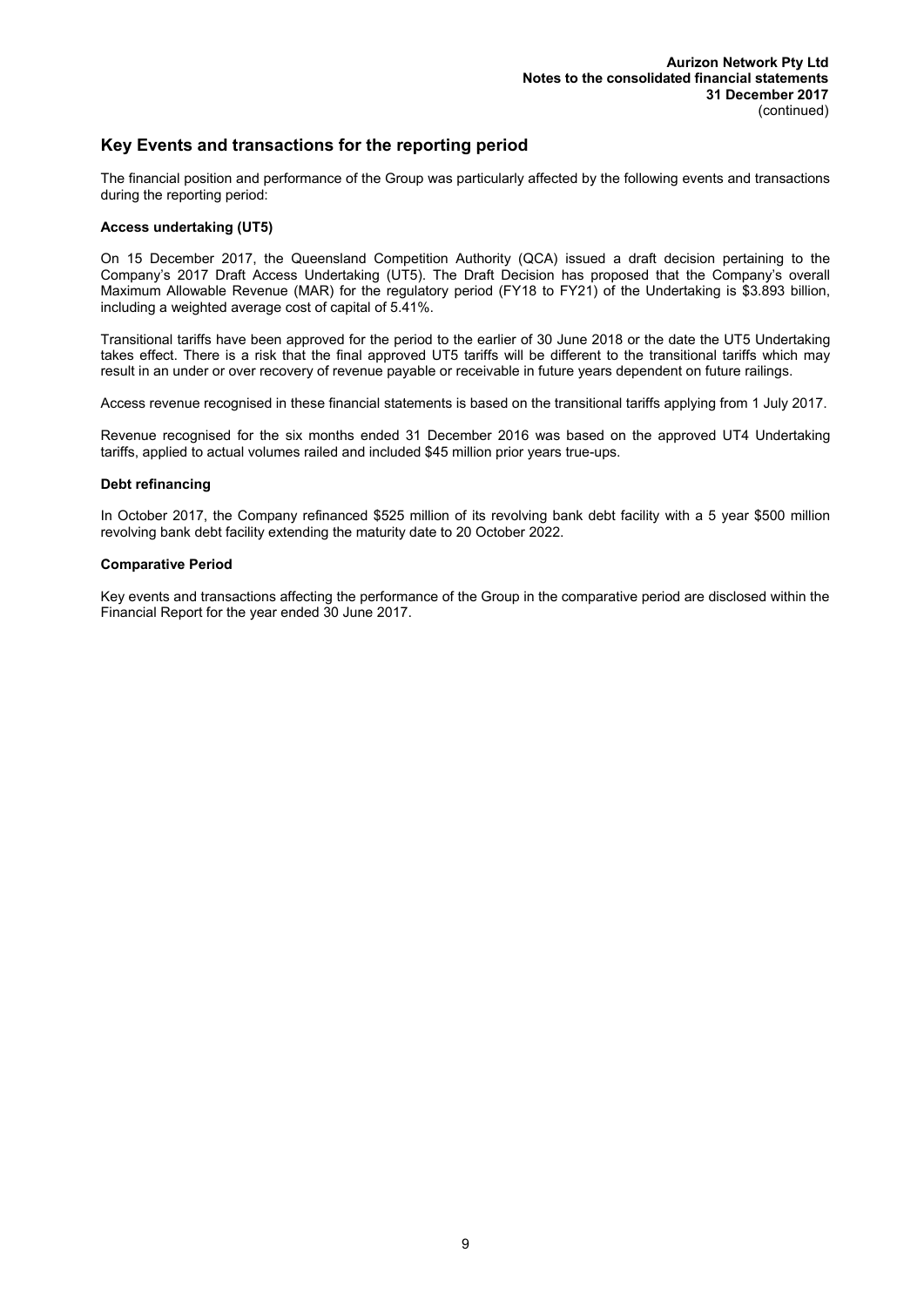## Key Events and transactions for the reporting period

The financial position and performance of the Group was particularly affected by the following events and transactions during the reporting period:

**Access undertaking (UT5)**

On 15 December 2017, the Queensland Competition Authority (QCA) issued a draft decision pertaining to the Company's 2017 Draft Access Undertaking (UT5). The Draft Decision has proposed that the Company's overall Maximum Allowable Revenue (MAR) for the regulatory period (FY18 to FY21) of the Undertaking is $3.893 billion, including a weighted average cost of capital of 5.41%.

Transitional tariffs have been approved for the period to the earlier of 30 June 2018 or the date the UT5 Undertaking takes effect. There is a risk that the final approved UT5 tariffs will be different to the transitional tariffs which may result in an under or over recovery of revenue payable or receivable in future years dependent on future railings.

Access revenue recognised in these financial statements is based on the transitional tariffs applying from 1 July 2017.

Revenue recognised for the six months ended 31 December 2016 was based on the approved UT4 Undertaking tariffs, applied to actual volumes railed and included $45 million prior years true-ups.

**Debt refinancing**

In October 2017, the Company refinanced $525 million of its revolving bank debt facility with a 5 year $500 million revolving bank debt facility extending the maturity date to 20 October 2022.

**Comparative Period**

Key events and transactions affecting the performance of the Group in the comparative period are disclosed within the Financial Report for the year ended 30 June 2017.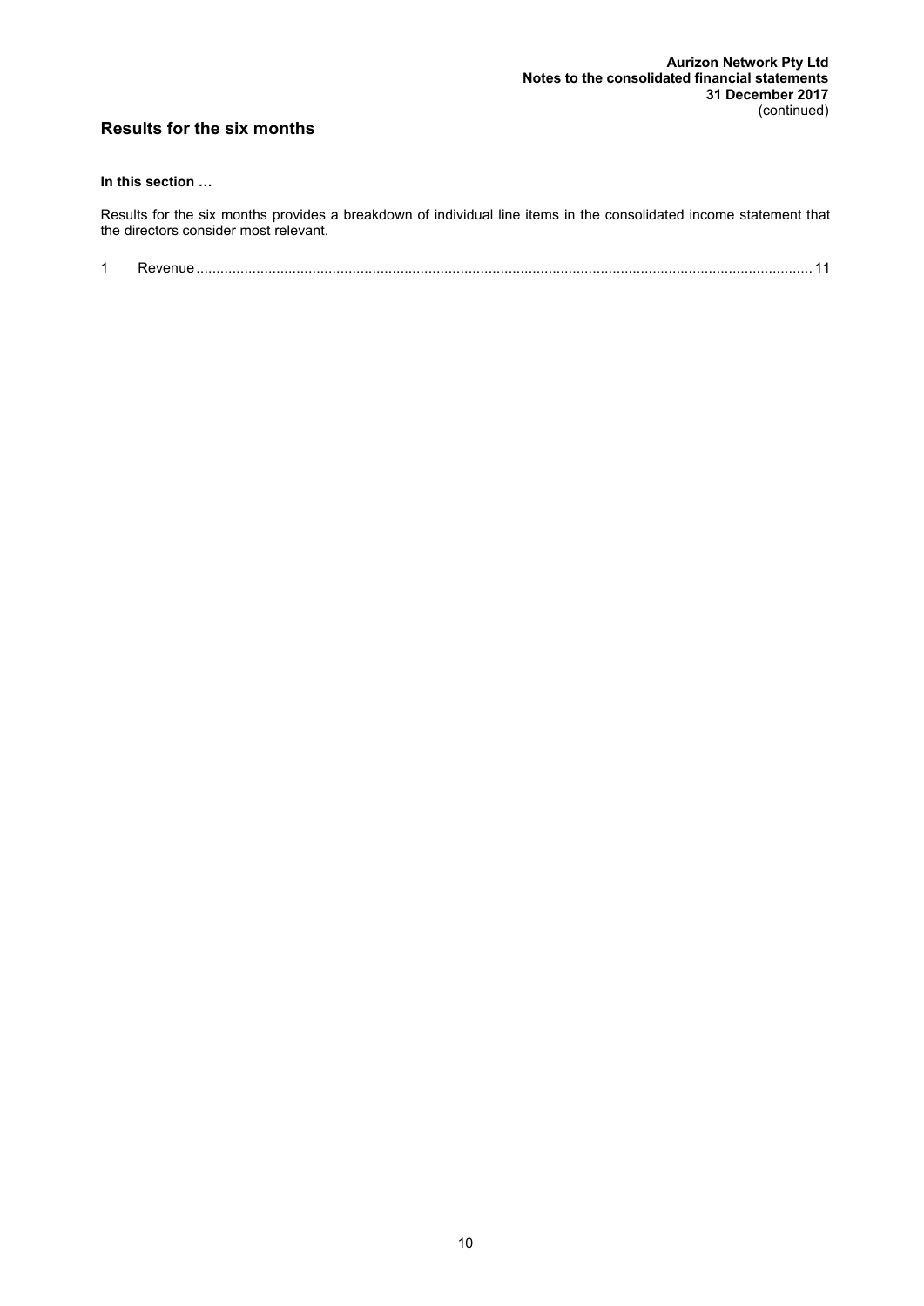## Results for the six months

**In this section …**

Results for the six months provides a breakdown of individual line items in the consolidated income statement that the directors consider most relevant.

1 Revenue ........................................................................................................................................................ 11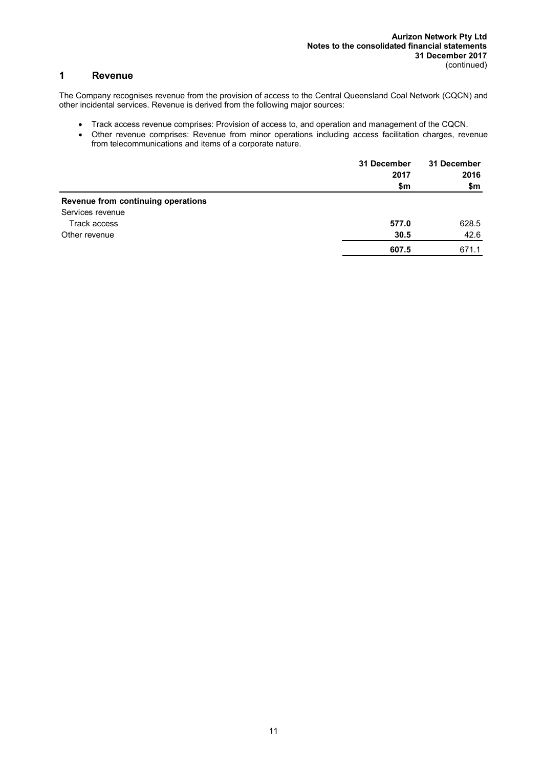## 1 Revenue

The Company recognises revenue from the provision of access to the Central Queensland Coal Network (CQCN) and other incidental services. Revenue is derived from the following major sources:

- Track access revenue comprises: Provision of access to, and operation and management of the CQCN.
- Other revenue comprises: Revenue from minor operations including access facilitation charges, revenue from telecommunications and items of a corporate nature.

| | 31 December 2017 $m | 31 December 2016 $m |
|---|---|---|
| **Revenue from continuing operations** | | |
| Services revenue | | |
| Track access | **577.0** | 628.5 |
| Other revenue | **30.5** | 42.6 |
| | **607.5** | 671.1 |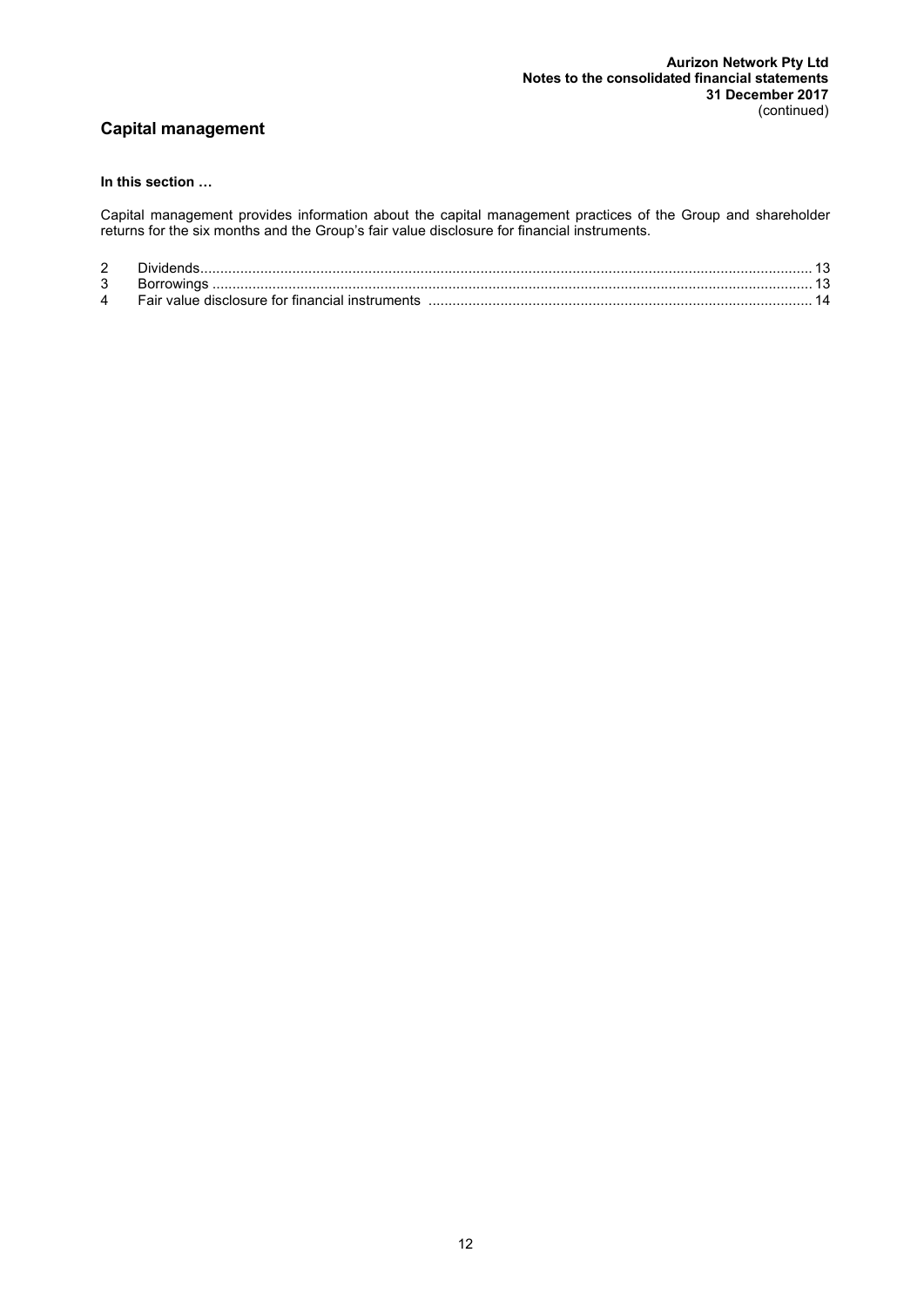## Capital management

**In this section …**

Capital management provides information about the capital management practices of the Group and shareholder returns for the six months and the Group's fair value disclosure for financial instruments.

| | | |
|---|---|---|
| 2 | Dividends | 13 |
| 3 | Borrowings | 13 |
| 4 | Fair value disclosure for financial instruments | 14 |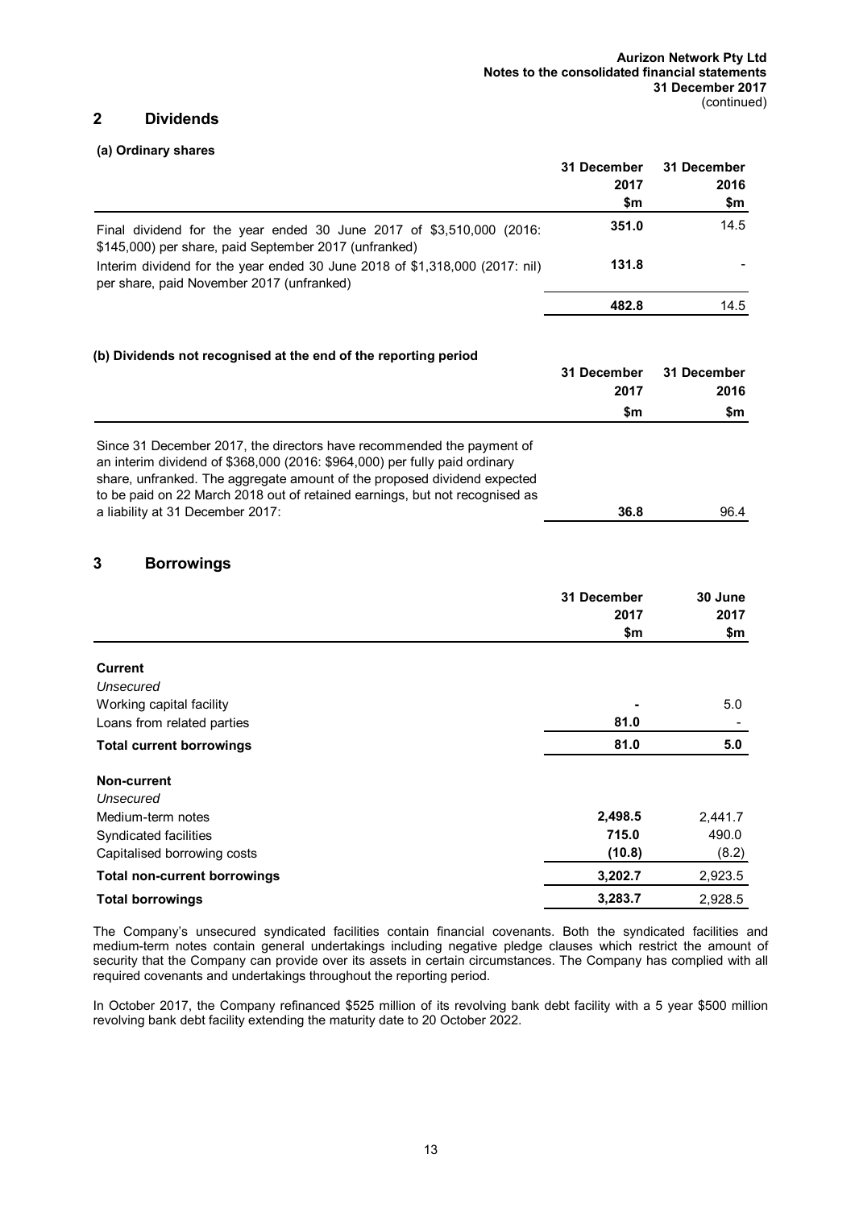## 2 Dividends

### (a) Ordinary shares

| | 31 December 2017 $m | 31 December 2016 $m |
|---|---|---|
| Final dividend for the year ended 30 June 2017 of $3,510,000 (2016: $145,000) per share, paid September 2017 (unfranked) | **351.0** | 14.5 |
| Interim dividend for the year ended 30 June 2018 of $1,318,000 (2017: nil) per share, paid November 2017 (unfranked) | **131.8** | - |
| | **482.8** | 14.5 |

### (b) Dividends not recognised at the end of the reporting period

| | 31 December 2017 $m | 31 December 2016 $m |
|---|---|---|
| Since 31 December 2017, the directors have recommended the payment of an interim dividend of $368,000 (2016: $964,000) per fully paid ordinary share, unfranked. The aggregate amount of the proposed dividend expected to be paid on 22 March 2018 out of retained earnings, but not recognised as a liability at 31 December 2017: | **36.8** | 96.4 |

## 3 Borrowings

| | 31 December 2017 $m | 30 June 2017 $m |
|---|---|---|
| **Current** | | |
| *Unsecured* | | |
| Working capital facility | **-** | 5.0 |
| Loans from related parties | **81.0** | - |
| **Total current borrowings** | **81.0** | **5.0** |
| **Non-current** | | |
| *Unsecured* | | |
| Medium-term notes | **2,498.5** | 2,441.7 |
| Syndicated facilities | **715.0** | 490.0 |
| Capitalised borrowing costs | **(10.8)** | (8.2) |
| **Total non-current borrowings** | **3,202.7** | 2,923.5 |
| **Total borrowings** | **3,283.7** | 2,928.5 |

The Company's unsecured syndicated facilities contain financial covenants. Both the syndicated facilities and medium-term notes contain general undertakings including negative pledge clauses which restrict the amount of security that the Company can provide over its assets in certain circumstances. The Company has complied with all required covenants and undertakings throughout the reporting period.

In October 2017, the Company refinanced $525 million of its revolving bank debt facility with a 5 year $500 million revolving bank debt facility extending the maturity date to 20 October 2022.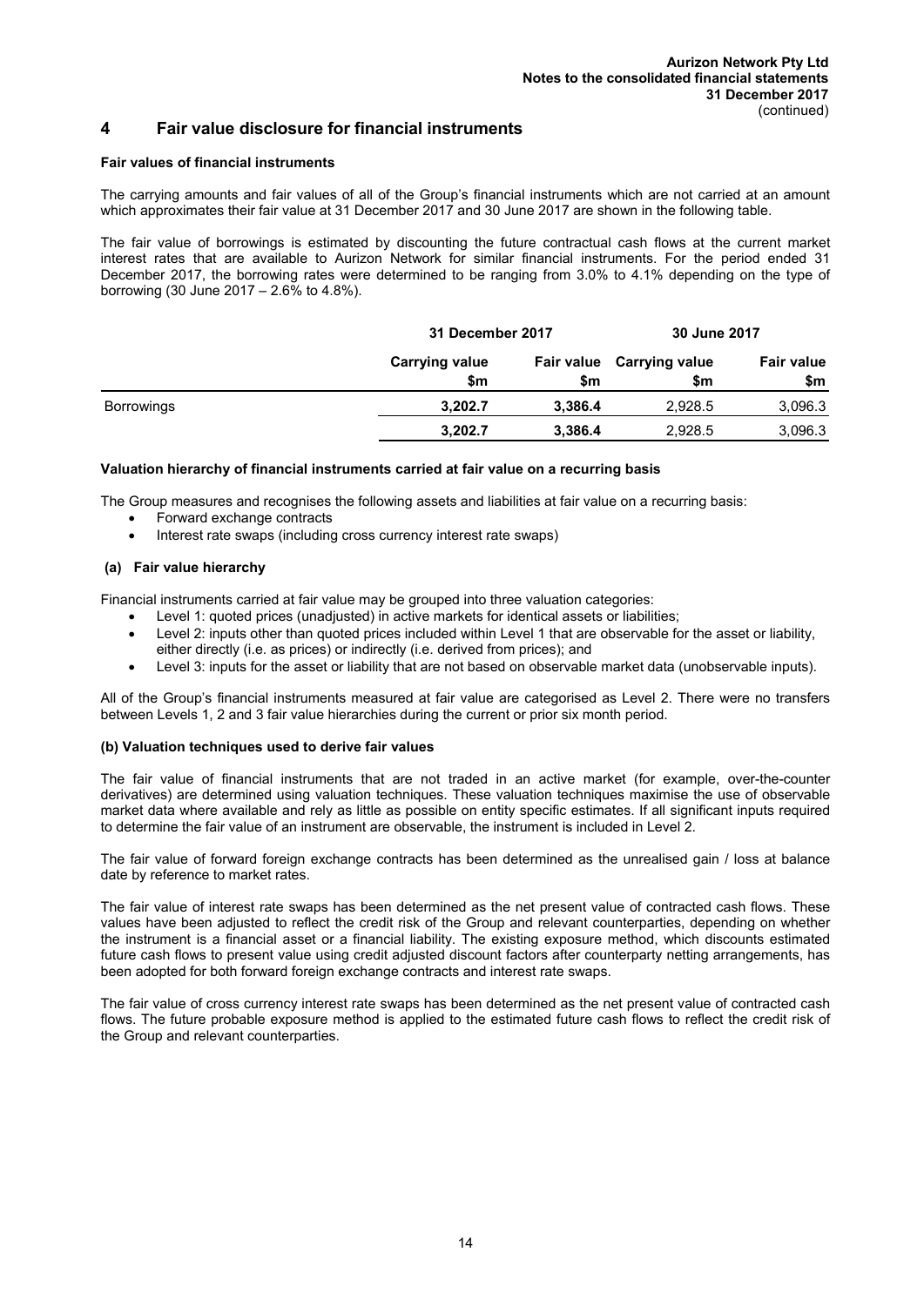# 4 Fair value disclosure for financial instruments

**Fair values of financial instruments**

The carrying amounts and fair values of all of the Group's financial instruments which are not carried at an amount which approximates their fair value at 31 December 2017 and 30 June 2017 are shown in the following table.

The fair value of borrowings is estimated by discounting the future contractual cash flows at the current market interest rates that are available to Aurizon Network for similar financial instruments. For the period ended 31 December 2017, the borrowing rates were determined to be ranging from 3.0% to 4.1% depending on the type of borrowing (30 June 2017 – 2.6% to 4.8%).

| | 31 December 2017 | | 30 June 2017 | |
|---|---|---|---|---|
| | Carrying value $m | Fair value $m | Carrying value $m | Fair value $m |
| Borrowings | **3,202.7** | **3,386.4** | 2,928.5 | 3,096.3 |
| | **3,202.7** | **3,386.4** | 2,928.5 | 3,096.3 |

**Valuation hierarchy of financial instruments carried at fair value on a recurring basis**

The Group measures and recognises the following assets and liabilities at fair value on a recurring basis:

- Forward exchange contracts
- Interest rate swaps (including cross currency interest rate swaps)

**(a) Fair value hierarchy**

Financial instruments carried at fair value may be grouped into three valuation categories:

- Level 1: quoted prices (unadjusted) in active markets for identical assets or liabilities;
- Level 2: inputs other than quoted prices included within Level 1 that are observable for the asset or liability, either directly (i.e. as prices) or indirectly (i.e. derived from prices); and
- Level 3: inputs for the asset or liability that are not based on observable market data (unobservable inputs).

All of the Group's financial instruments measured at fair value are categorised as Level 2. There were no transfers between Levels 1, 2 and 3 fair value hierarchies during the current or prior six month period.

**(b) Valuation techniques used to derive fair values**

The fair value of financial instruments that are not traded in an active market (for example, over-the-counter derivatives) are determined using valuation techniques. These valuation techniques maximise the use of observable market data where available and rely as little as possible on entity specific estimates. If all significant inputs required to determine the fair value of an instrument are observable, the instrument is included in Level 2.

The fair value of forward foreign exchange contracts has been determined as the unrealised gain / loss at balance date by reference to market rates.

The fair value of interest rate swaps has been determined as the net present value of contracted cash flows. These values have been adjusted to reflect the credit risk of the Group and relevant counterparties, depending on whether the instrument is a financial asset or a financial liability. The existing exposure method, which discounts estimated future cash flows to present value using credit adjusted discount factors after counterparty netting arrangements, has been adopted for both forward foreign exchange contracts and interest rate swaps.

The fair value of cross currency interest rate swaps has been determined as the net present value of contracted cash flows. The future probable exposure method is applied to the estimated future cash flows to reflect the credit risk of the Group and relevant counterparties.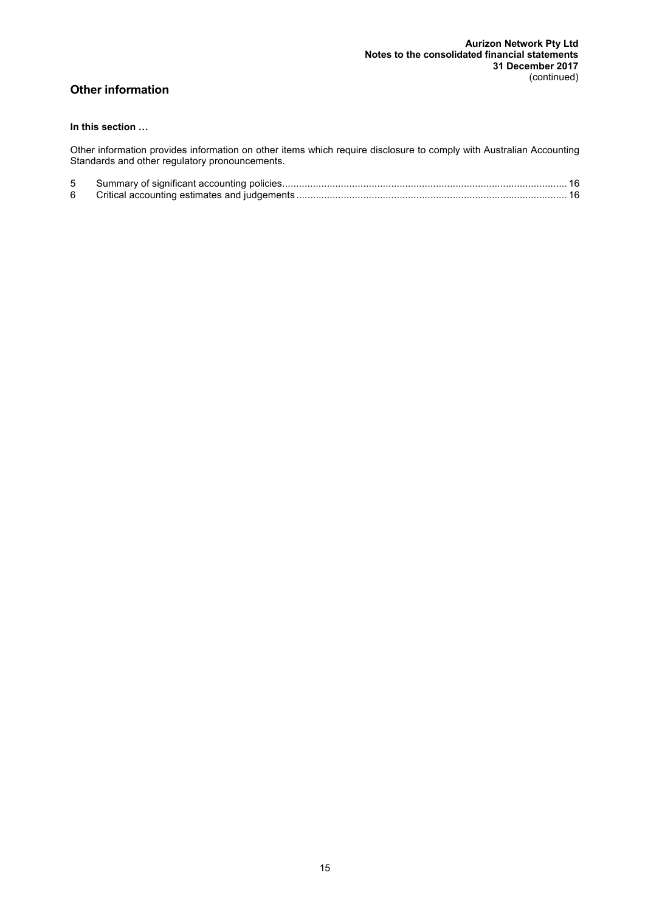## Other information

**In this section …**

Other information provides information on other items which require disclosure to comply with Australian Accounting Standards and other regulatory pronouncements.

| | | |
|---|---|---|
| 5 | Summary of significant accounting policies | 16 |
| 6 | Critical accounting estimates and judgements | 16 |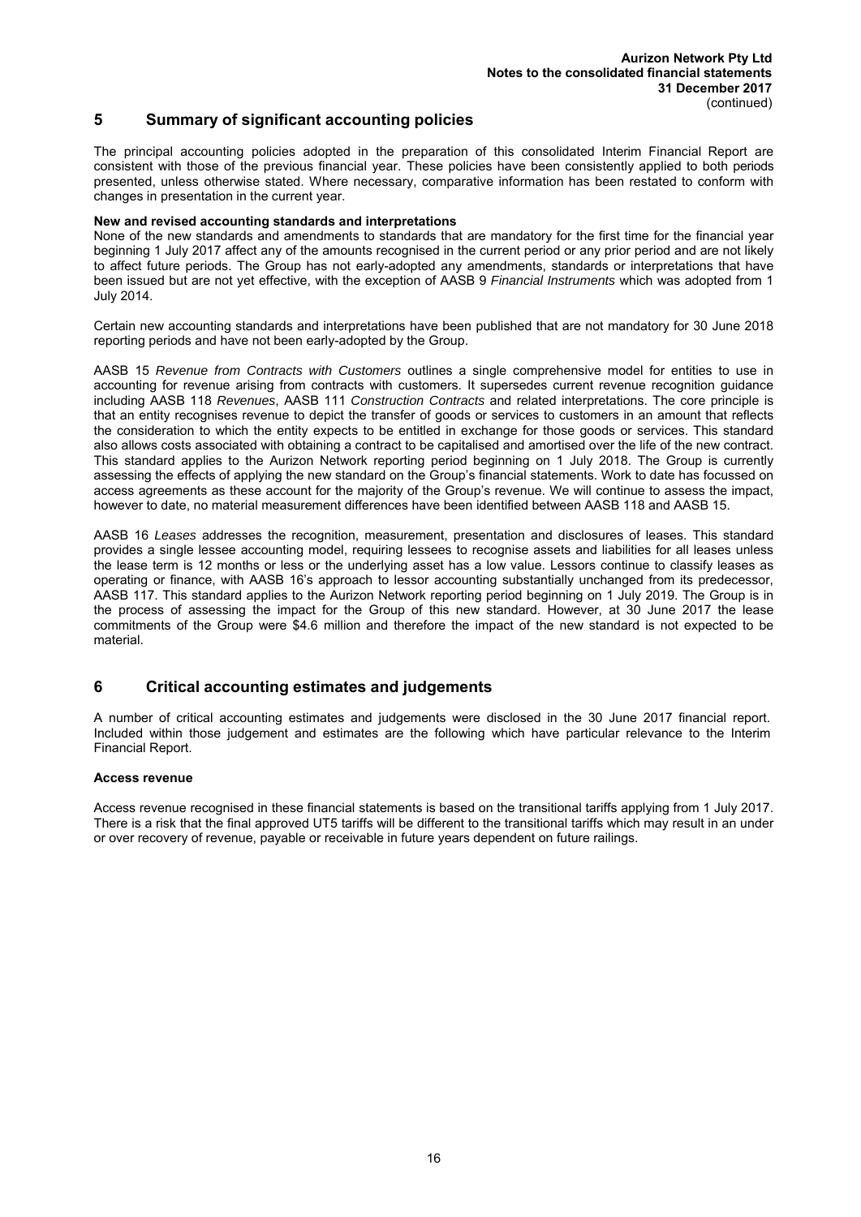## 5 Summary of significant accounting policies

The principal accounting policies adopted in the preparation of this consolidated Interim Financial Report are consistent with those of the previous financial year. These policies have been consistently applied to both periods presented, unless otherwise stated. Where necessary, comparative information has been restated to conform with changes in presentation in the current year.

**New and revised accounting standards and interpretations**

None of the new standards and amendments to standards that are mandatory for the first time for the financial year beginning 1 July 2017 affect any of the amounts recognised in the current period or any prior period and are not likely to affect future periods. The Group has not early-adopted any amendments, standards or interpretations that have been issued but are not yet effective, with the exception of AASB 9 *Financial Instruments* which was adopted from 1 July 2014.

Certain new accounting standards and interpretations have been published that are not mandatory for 30 June 2018 reporting periods and have not been early-adopted by the Group.

AASB 15 *Revenue from Contracts with Customers* outlines a single comprehensive model for entities to use in accounting for revenue arising from contracts with customers. It supersedes current revenue recognition guidance including AASB 118 *Revenues*, AASB 111 *Construction Contracts* and related interpretations. The core principle is that an entity recognises revenue to depict the transfer of goods or services to customers in an amount that reflects the consideration to which the entity expects to be entitled in exchange for those goods or services. This standard also allows costs associated with obtaining a contract to be capitalised and amortised over the life of the new contract. This standard applies to the Aurizon Network reporting period beginning on 1 July 2018. The Group is currently assessing the effects of applying the new standard on the Group's financial statements. Work to date has focussed on access agreements as these account for the majority of the Group's revenue. We will continue to assess the impact, however to date, no material measurement differences have been identified between AASB 118 and AASB 15.

AASB 16 *Leases* addresses the recognition, measurement, presentation and disclosures of leases. This standard provides a single lessee accounting model, requiring lessees to recognise assets and liabilities for all leases unless the lease term is 12 months or less or the underlying asset has a low value. Lessors continue to classify leases as operating or finance, with AASB 16's approach to lessor accounting substantially unchanged from its predecessor, AASB 117. This standard applies to the Aurizon Network reporting period beginning on 1 July 2019. The Group is in the process of assessing the impact for the Group of this new standard. However, at 30 June 2017 the lease commitments of the Group were \$4.6 million and therefore the impact of the new standard is not expected to be material.

## 6 Critical accounting estimates and judgements

A number of critical accounting estimates and judgements were disclosed in the 30 June 2017 financial report. Included within those judgement and estimates are the following which have particular relevance to the Interim Financial Report.

**Access revenue**

Access revenue recognised in these financial statements is based on the transitional tariffs applying from 1 July 2017. There is a risk that the final approved UT5 tariffs will be different to the transitional tariffs which may result in an under or over recovery of revenue, payable or receivable in future years dependent on future railings.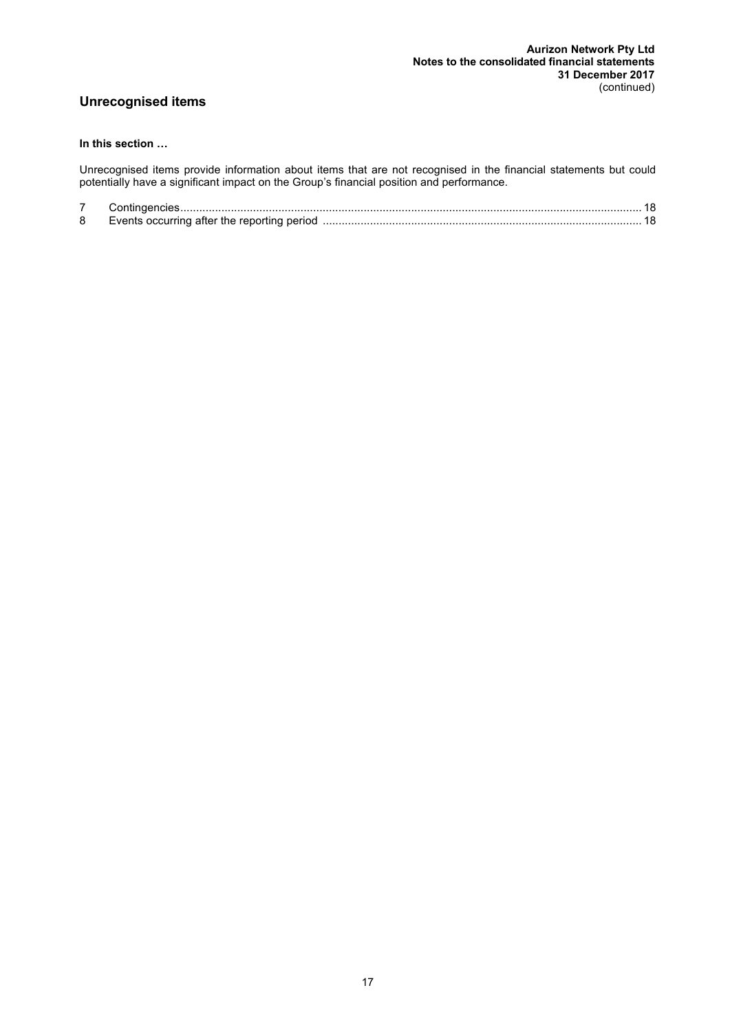## Unrecognised items

**In this section …**

Unrecognised items provide information about items that are not recognised in the financial statements but could potentially have a significant impact on the Group's financial position and performance.

| | | |
|---|---|---|
| 7 | Contingencies | 18 |
| 8 | Events occurring after the reporting period | 18 |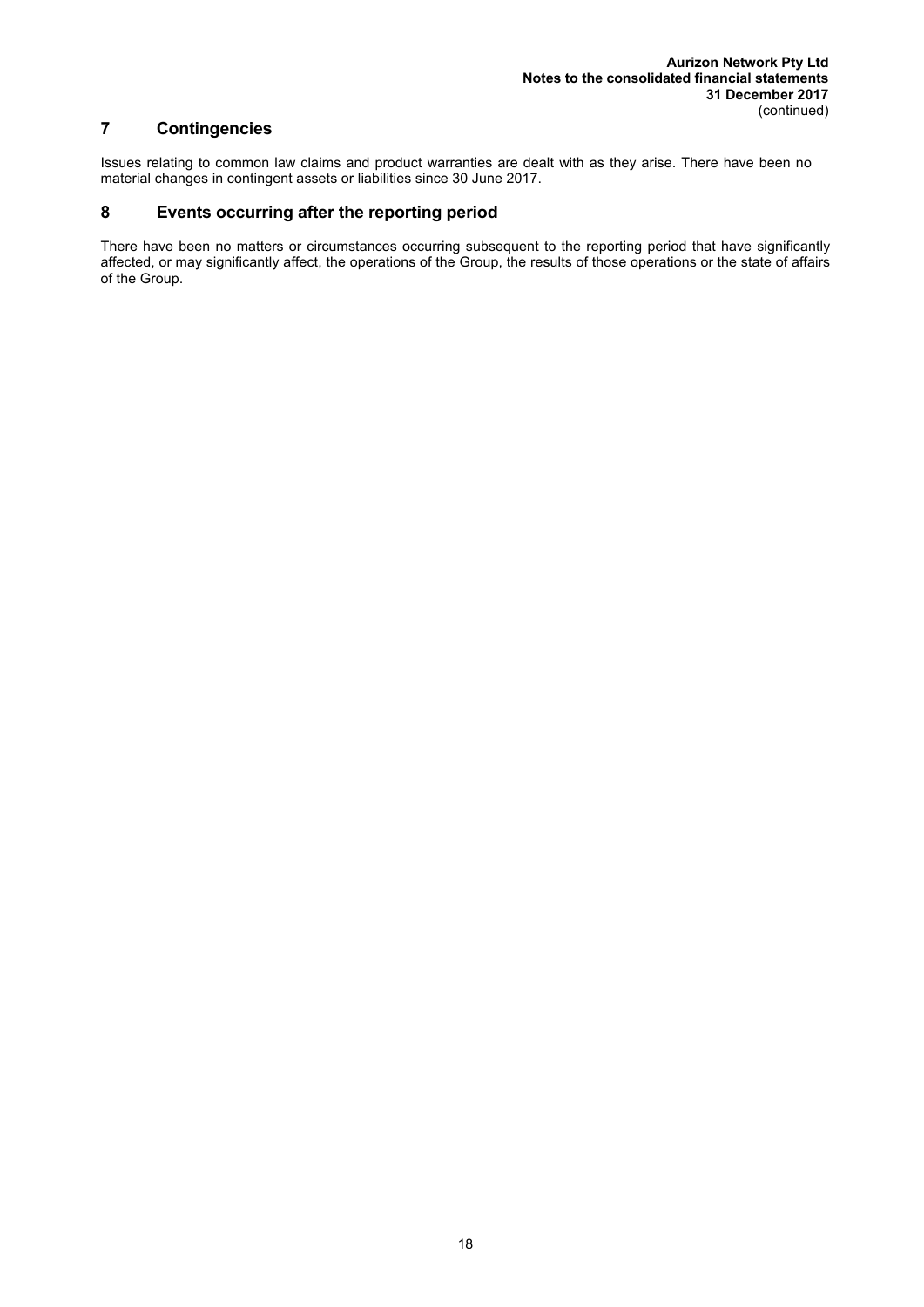## 7 Contingencies

Issues relating to common law claims and product warranties are dealt with as they arise. There have been no material changes in contingent assets or liabilities since 30 June 2017.

## 8 Events occurring after the reporting period

There have been no matters or circumstances occurring subsequent to the reporting period that have significantly affected, or may significantly affect, the operations of the Group, the results of those operations or the state of affairs of the Group.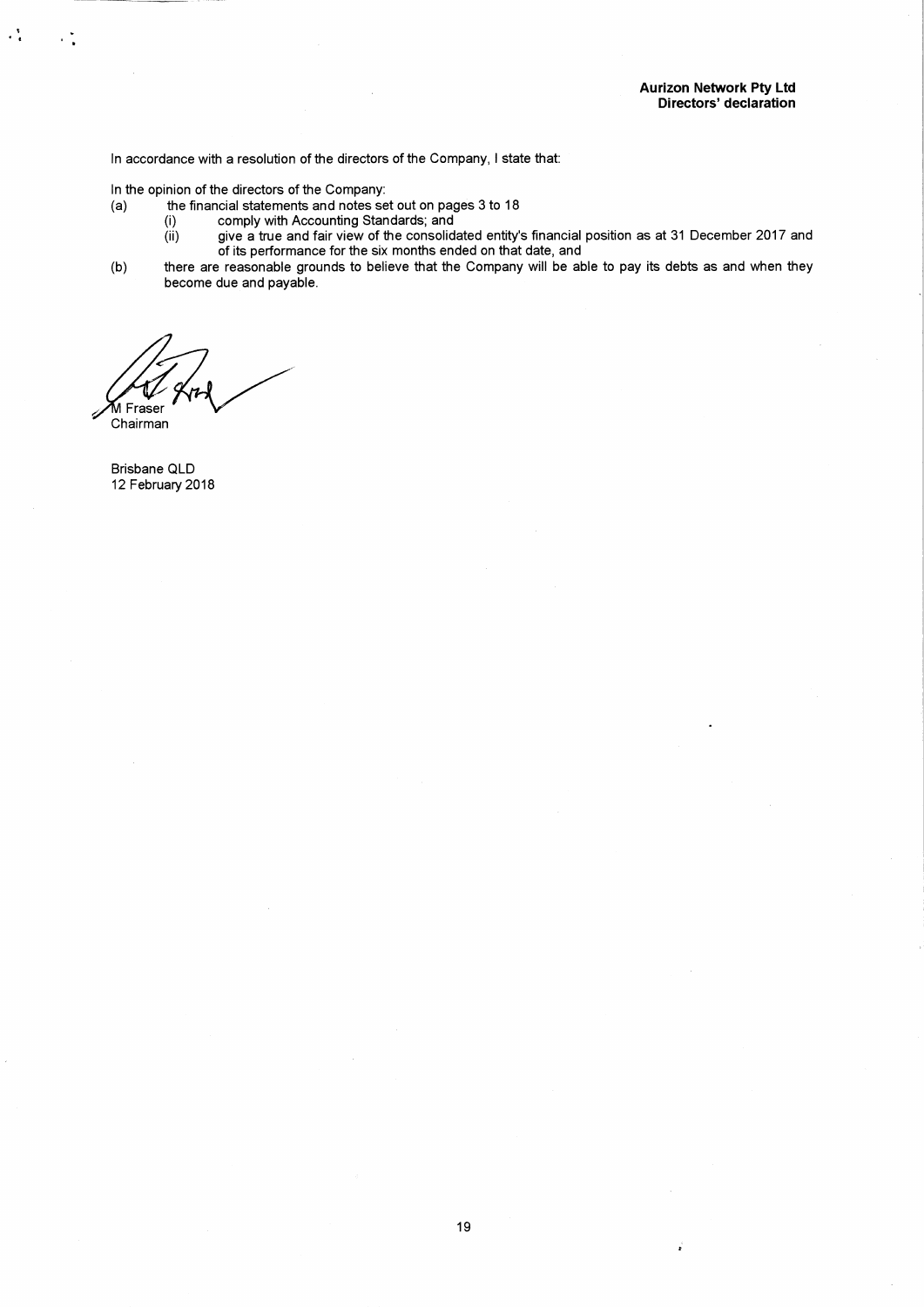**Aurizon Network Pty Ltd**
**Directors' declaration**

In accordance with a resolution of the directors of the Company, I state that:

In the opinion of the directors of the Company:

(a) the financial statements and notes set out on pages 3 to 18
   (i) comply with Accounting Standards; and
   (ii) give a true and fair view of the consolidated entity's financial position as at 31 December 2017 and of its performance for the six months ended on that date, and

(b) there are reasonable grounds to believe that the Company will be able to pay its debts as and when they become due and payable.

M Fraser
Chairman

Brisbane QLD
12 February 2018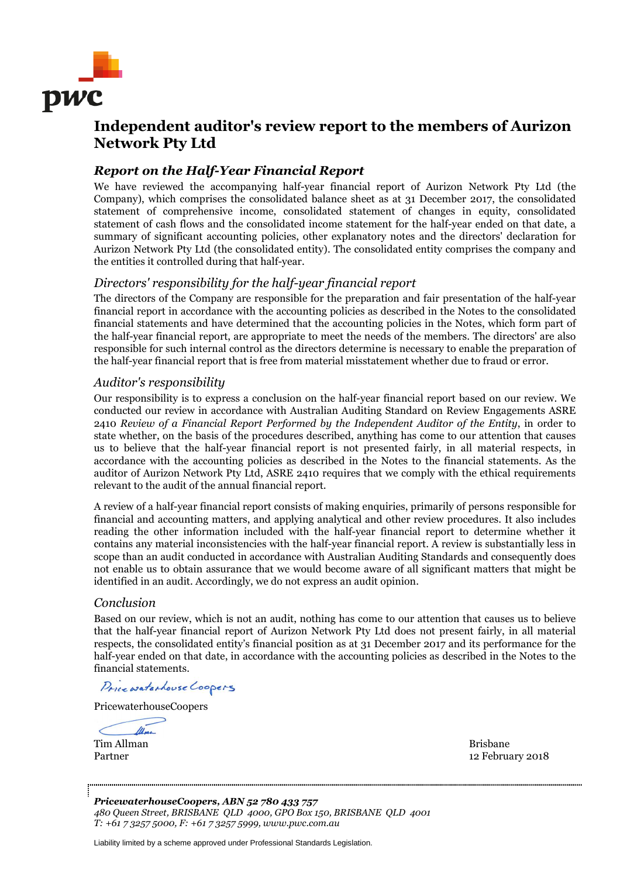# Independent auditor's review report to the members of Aurizon Network Pty Ltd

## *Report on the Half-Year Financial Report*

We have reviewed the accompanying half-year financial report of Aurizon Network Pty Ltd (the Company), which comprises the consolidated balance sheet as at 31 December 2017, the consolidated statement of comprehensive income, consolidated statement of changes in equity, consolidated statement of cash flows and the consolidated income statement for the half-year ended on that date, a summary of significant accounting policies, other explanatory notes and the directors' declaration for Aurizon Network Pty Ltd (the consolidated entity). The consolidated entity comprises the company and the entities it controlled during that half-year.

### *Directors' responsibility for the half-year financial report*

The directors of the Company are responsible for the preparation and fair presentation of the half-year financial report in accordance with the accounting policies as described in the Notes to the consolidated financial statements and have determined that the accounting policies in the Notes, which form part of the half-year financial report, are appropriate to meet the needs of the members. The directors' are also responsible for such internal control as the directors determine is necessary to enable the preparation of the half-year financial report that is free from material misstatement whether due to fraud or error.

### *Auditor's responsibility*

Our responsibility is to express a conclusion on the half-year financial report based on our review. We conducted our review in accordance with Australian Auditing Standard on Review Engagements ASRE 2410 *Review of a Financial Report Performed by the Independent Auditor of the Entity*, in order to state whether, on the basis of the procedures described, anything has come to our attention that causes us to believe that the half-year financial report is not presented fairly, in all material respects, in accordance with the accounting policies as described in the Notes to the financial statements. As the auditor of Aurizon Network Pty Ltd, ASRE 2410 requires that we comply with the ethical requirements relevant to the audit of the annual financial report.

A review of a half-year financial report consists of making enquiries, primarily of persons responsible for financial and accounting matters, and applying analytical and other review procedures. It also includes reading the other information included with the half-year financial report to determine whether it contains any material inconsistencies with the half-year financial report. A review is substantially less in scope than an audit conducted in accordance with Australian Auditing Standards and consequently does not enable us to obtain assurance that we would become aware of all significant matters that might be identified in an audit. Accordingly, we do not express an audit opinion.

### *Conclusion*

Based on our review, which is not an audit, nothing has come to our attention that causes us to believe that the half-year financial report of Aurizon Network Pty Ltd does not present fairly, in all material respects, the consolidated entity's financial position as at 31 December 2017 and its performance for the half-year ended on that date, in accordance with the accounting policies as described in the Notes to the financial statements.

*PricewaterhouseCoopers*

PricewaterhouseCoopers

Tim Allman
Partner

Brisbane
12 February 2018

***PricewaterhouseCoopers, ABN 52 780 433 757***
*480 Queen Street, BRISBANE QLD 4000, GPO Box 150, BRISBANE QLD 4001*
*T: +61 7 3257 5000, F: +61 7 3257 5999, www.pwc.com.au*

Liability limited by a scheme approved under Professional Standards Legislation.